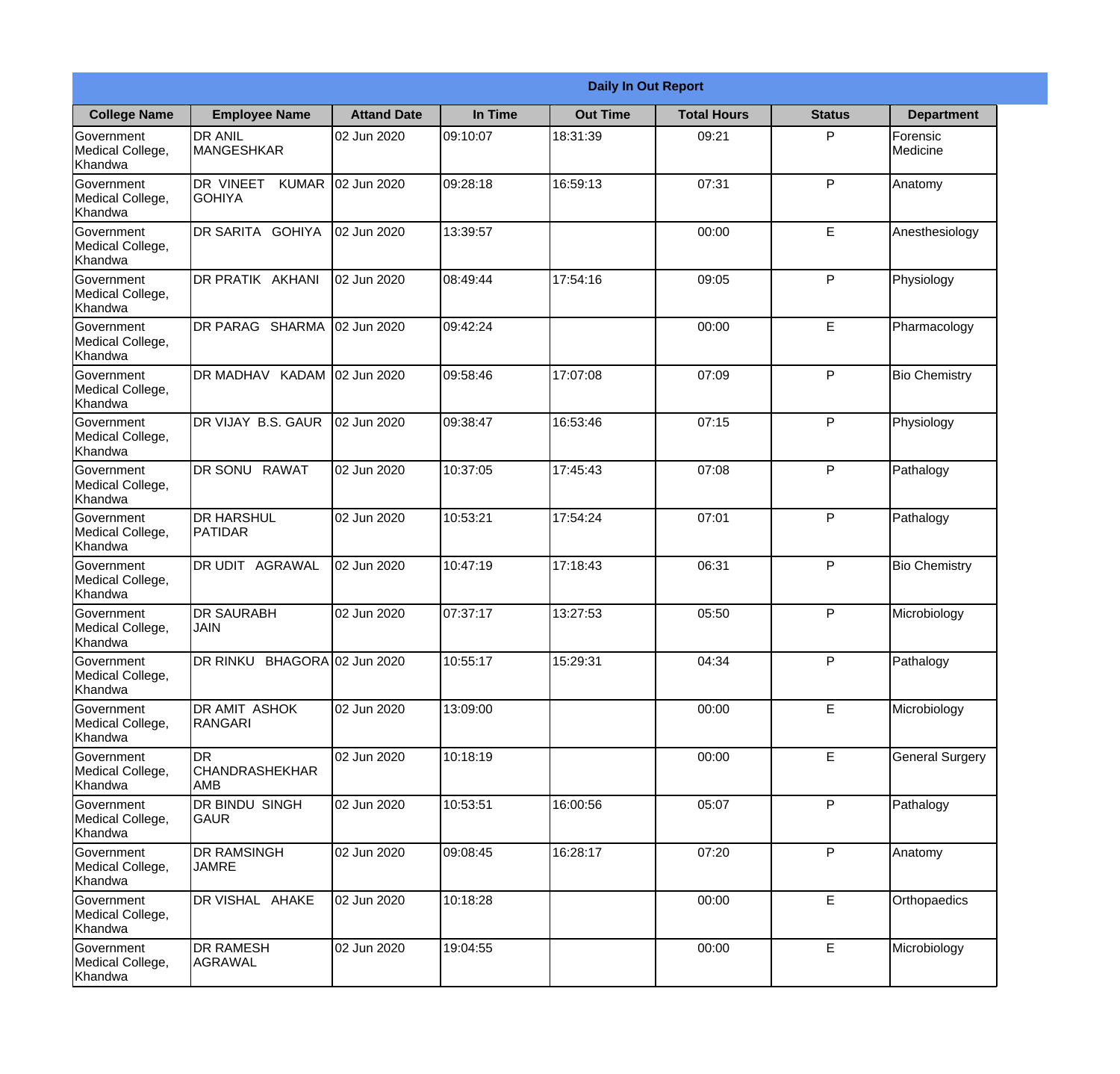| Daily In Out Report | | | | | | | |
|---|---|---|---|---|---|---|---|
| **College Name** | **Employee Name** | **Attand Date** | **In Time** | **Out Time** | **Total Hours** | **Status** | **Department** |
| Government Medical College, Khandwa | DR ANIL MANGESHKAR | 02 Jun 2020 | 09:10:07 | 18:31:39 | 09:21 | P | Forensic Medicine |
| Government Medical College, Khandwa | DR VINEET KUMAR GOHIYA | 02 Jun 2020 | 09:28:18 | 16:59:13 | 07:31 | P | Anatomy |
| Government Medical College, Khandwa | DR SARITA GOHIYA | 02 Jun 2020 | 13:39:57 | | 00:00 | E | Anesthesiology |
| Government Medical College, Khandwa | DR PRATIK AKHANI | 02 Jun 2020 | 08:49:44 | 17:54:16 | 09:05 | P | Physiology |
| Government Medical College, Khandwa | DR PARAG SHARMA | 02 Jun 2020 | 09:42:24 | | 00:00 | E | Pharmacology |
| Government Medical College, Khandwa | DR MADHAV KADAM | 02 Jun 2020 | 09:58:46 | 17:07:08 | 07:09 | P | Bio Chemistry |
| Government Medical College, Khandwa | DR VIJAY B.S. GAUR | 02 Jun 2020 | 09:38:47 | 16:53:46 | 07:15 | P | Physiology |
| Government Medical College, Khandwa | DR SONU RAWAT | 02 Jun 2020 | 10:37:05 | 17:45:43 | 07:08 | P | Pathalogy |
| Government Medical College, Khandwa | DR HARSHUL PATIDAR | 02 Jun 2020 | 10:53:21 | 17:54:24 | 07:01 | P | Pathalogy |
| Government Medical College, Khandwa | DR UDIT AGRAWAL | 02 Jun 2020 | 10:47:19 | 17:18:43 | 06:31 | P | Bio Chemistry |
| Government Medical College, Khandwa | DR SAURABH JAIN | 02 Jun 2020 | 07:37:17 | 13:27:53 | 05:50 | P | Microbiology |
| Government Medical College, Khandwa | DR RINKU BHAGORA | 02 Jun 2020 | 10:55:17 | 15:29:31 | 04:34 | P | Pathalogy |
| Government Medical College, Khandwa | DR AMIT ASHOK RANGARI | 02 Jun 2020 | 13:09:00 | | 00:00 | E | Microbiology |
| Government Medical College, Khandwa | DR CHANDRASHEKHAR AMB | 02 Jun 2020 | 10:18:19 | | 00:00 | E | General Surgery |
| Government Medical College, Khandwa | DR BINDU SINGH GAUR | 02 Jun 2020 | 10:53:51 | 16:00:56 | 05:07 | P | Pathalogy |
| Government Medical College, Khandwa | DR RAMSINGH JAMRE | 02 Jun 2020 | 09:08:45 | 16:28:17 | 07:20 | P | Anatomy |
| Government Medical College, Khandwa | DR VISHAL AHAKE | 02 Jun 2020 | 10:18:28 | | 00:00 | E | Orthopaedics |
| Government Medical College, Khandwa | DR RAMESH AGRAWAL | 02 Jun 2020 | 19:04:55 | | 00:00 | E | Microbiology |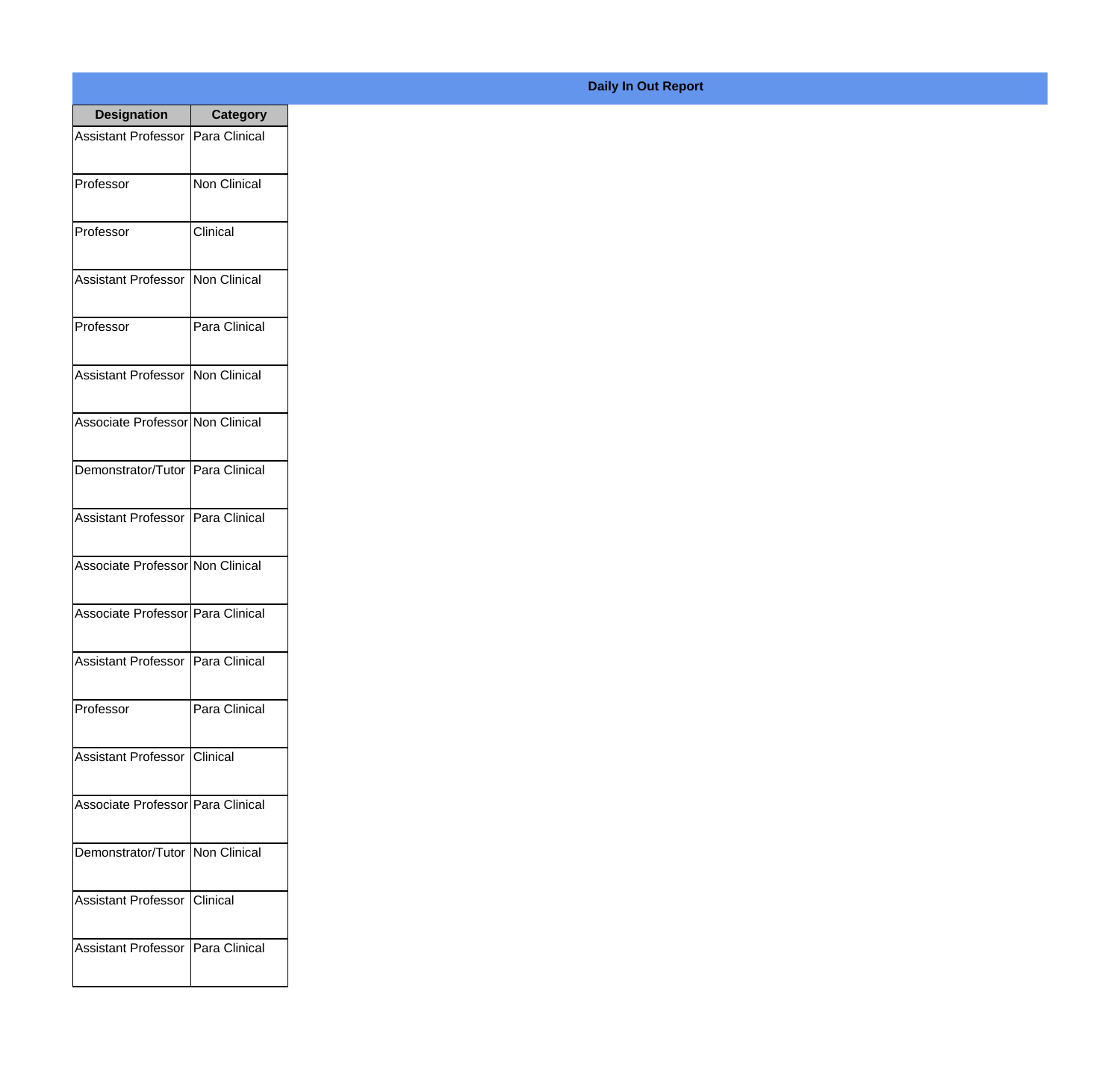## Daily In Out Report

| Designation | Category |
|---|---|
| Assistant Professor | Para Clinical |
| Professor | Non Clinical |
| Professor | Clinical |
| Assistant Professor | Non Clinical |
| Professor | Para Clinical |
| Assistant Professor | Non Clinical |
| Associate Professor | Non Clinical |
| Demonstrator/Tutor | Para Clinical |
| Assistant Professor | Para Clinical |
| Associate Professor | Non Clinical |
| Associate Professor | Para Clinical |
| Assistant Professor | Para Clinical |
| Professor | Para Clinical |
| Assistant Professor | Clinical |
| Associate Professor | Para Clinical |
| Demonstrator/Tutor | Non Clinical |
| Assistant Professor | Clinical |
| Assistant Professor | Para Clinical |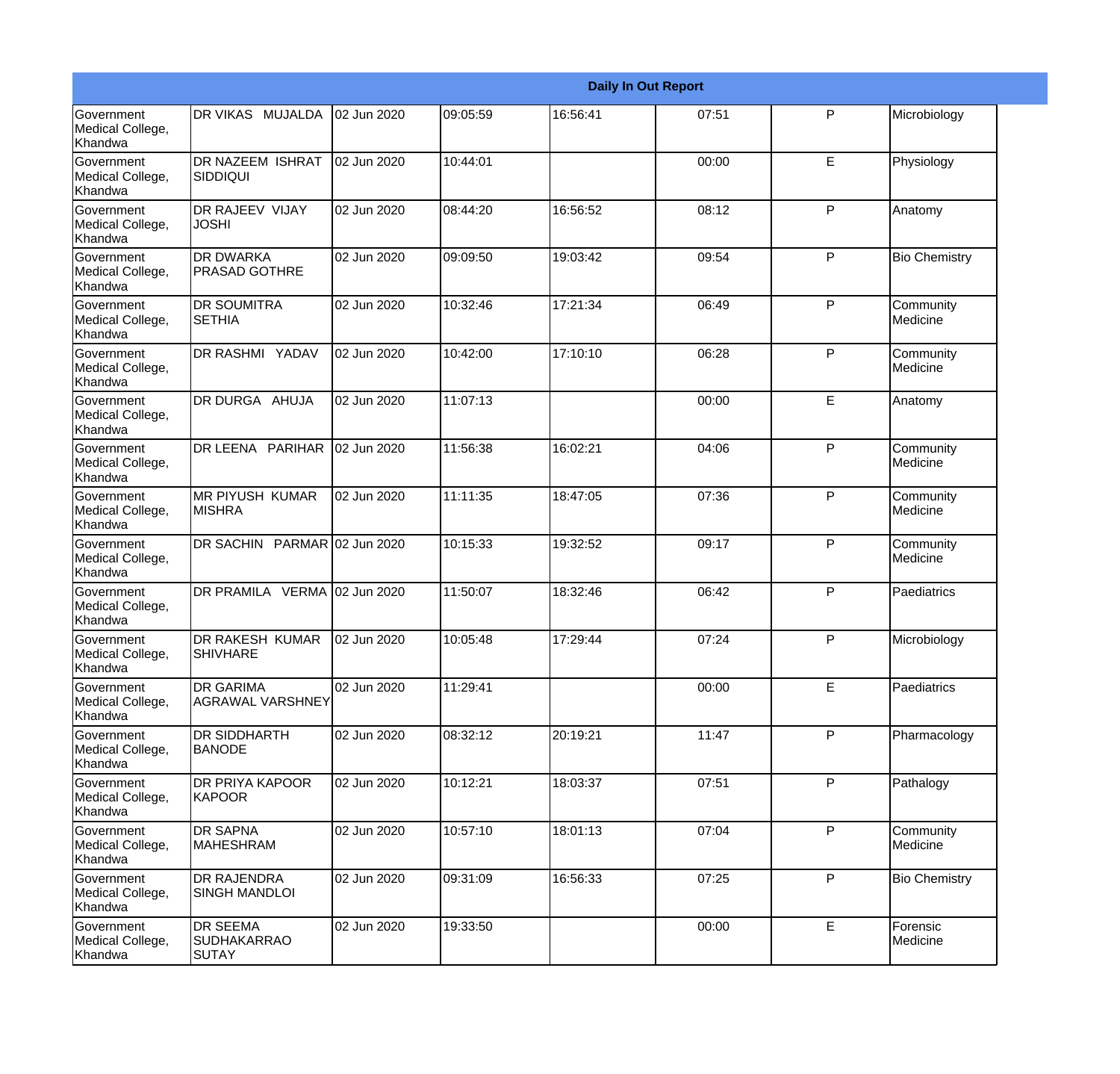| Daily In Out Report | | | | | | | |
|---|---|---|---|---|---|---|---|
| Government Medical College, Khandwa | DR VIKAS MUJALDA | 02 Jun 2020 | 09:05:59 | 16:56:41 | 07:51 | P | Microbiology |
| Government Medical College, Khandwa | DR NAZEEM ISHRAT SIDDIQUI | 02 Jun 2020 | 10:44:01 | | 00:00 | E | Physiology |
| Government Medical College, Khandwa | DR RAJEEV VIJAY JOSHI | 02 Jun 2020 | 08:44:20 | 16:56:52 | 08:12 | P | Anatomy |
| Government Medical College, Khandwa | DR DWARKA PRASAD GOTHRE | 02 Jun 2020 | 09:09:50 | 19:03:42 | 09:54 | P | Bio Chemistry |
| Government Medical College, Khandwa | DR SOUMITRA SETHIA | 02 Jun 2020 | 10:32:46 | 17:21:34 | 06:49 | P | Community Medicine |
| Government Medical College, Khandwa | DR RASHMI YADAV | 02 Jun 2020 | 10:42:00 | 17:10:10 | 06:28 | P | Community Medicine |
| Government Medical College, Khandwa | DR DURGA AHUJA | 02 Jun 2020 | 11:07:13 | | 00:00 | E | Anatomy |
| Government Medical College, Khandwa | DR LEENA PARIHAR | 02 Jun 2020 | 11:56:38 | 16:02:21 | 04:06 | P | Community Medicine |
| Government Medical College, Khandwa | MR PIYUSH KUMAR MISHRA | 02 Jun 2020 | 11:11:35 | 18:47:05 | 07:36 | P | Community Medicine |
| Government Medical College, Khandwa | DR SACHIN PARMAR | 02 Jun 2020 | 10:15:33 | 19:32:52 | 09:17 | P | Community Medicine |
| Government Medical College, Khandwa | DR PRAMILA VERMA | 02 Jun 2020 | 11:50:07 | 18:32:46 | 06:42 | P | Paediatrics |
| Government Medical College, Khandwa | DR RAKESH KUMAR SHIVHARE | 02 Jun 2020 | 10:05:48 | 17:29:44 | 07:24 | P | Microbiology |
| Government Medical College, Khandwa | DR GARIMA AGRAWAL VARSHNEY | 02 Jun 2020 | 11:29:41 | | 00:00 | E | Paediatrics |
| Government Medical College, Khandwa | DR SIDDHARTH BANODE | 02 Jun 2020 | 08:32:12 | 20:19:21 | 11:47 | P | Pharmacology |
| Government Medical College, Khandwa | DR PRIYA KAPOOR KAPOOR | 02 Jun 2020 | 10:12:21 | 18:03:37 | 07:51 | P | Pathalogy |
| Government Medical College, Khandwa | DR SAPNA MAHESHRAM | 02 Jun 2020 | 10:57:10 | 18:01:13 | 07:04 | P | Community Medicine |
| Government Medical College, Khandwa | DR RAJENDRA SINGH MANDLOI | 02 Jun 2020 | 09:31:09 | 16:56:33 | 07:25 | P | Bio Chemistry |
| Government Medical College, Khandwa | DR SEEMA SUDHAKARRAO SUTAY | 02 Jun 2020 | 19:33:50 | | 00:00 | E | Forensic Medicine |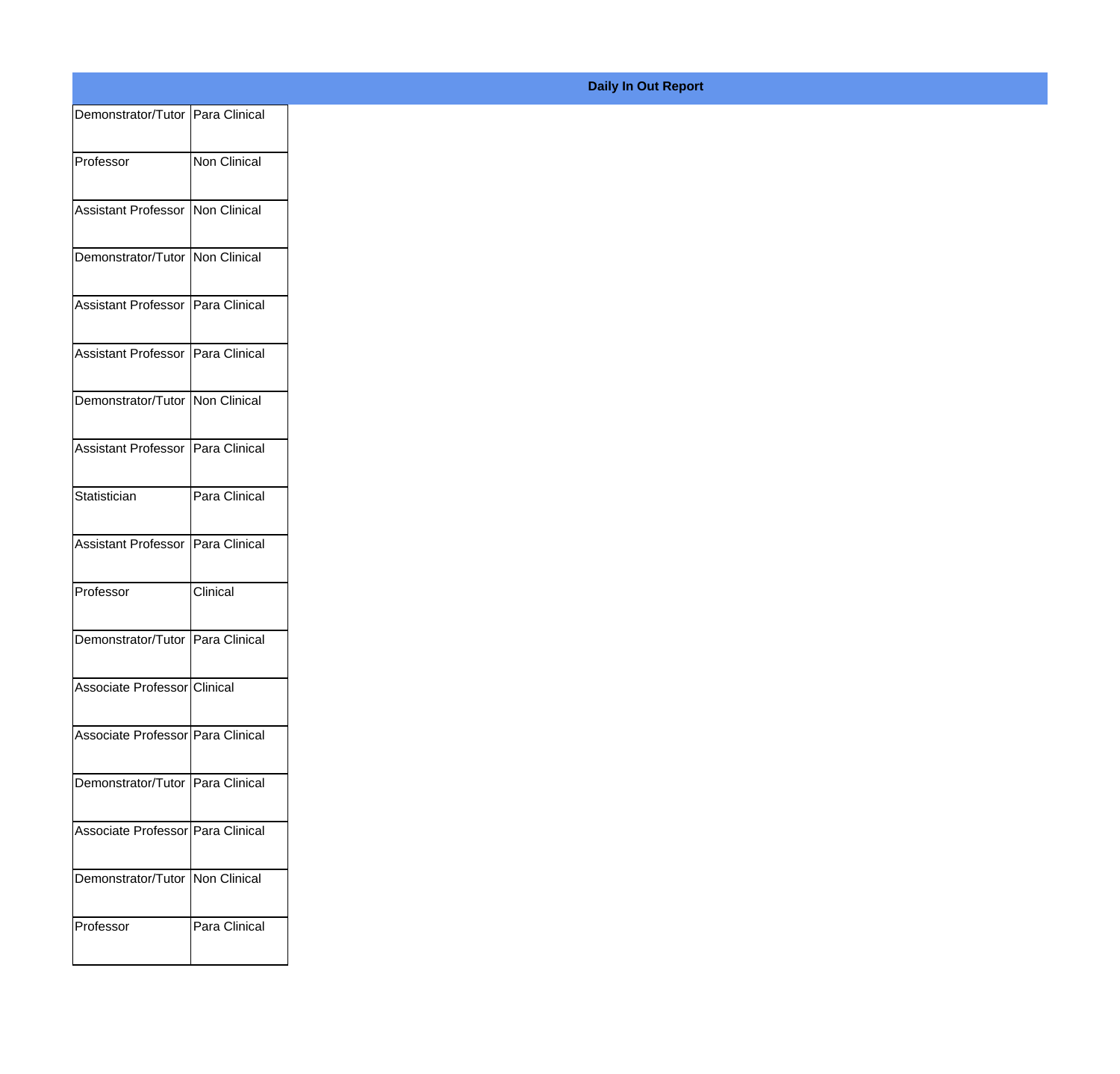**Daily In Out Report**

| | |
|---|---|
| Demonstrator/Tutor | Para Clinical |
| Professor | Non Clinical |
| Assistant Professor | Non Clinical |
| Demonstrator/Tutor | Non Clinical |
| Assistant Professor | Para Clinical |
| Assistant Professor | Para Clinical |
| Demonstrator/Tutor | Non Clinical |
| Assistant Professor | Para Clinical |
| Statistician | Para Clinical |
| Assistant Professor | Para Clinical |
| Professor | Clinical |
| Demonstrator/Tutor | Para Clinical |
| Associate Professor | Clinical |
| Associate Professor | Para Clinical |
| Demonstrator/Tutor | Para Clinical |
| Associate Professor | Para Clinical |
| Demonstrator/Tutor | Non Clinical |
| Professor | Para Clinical |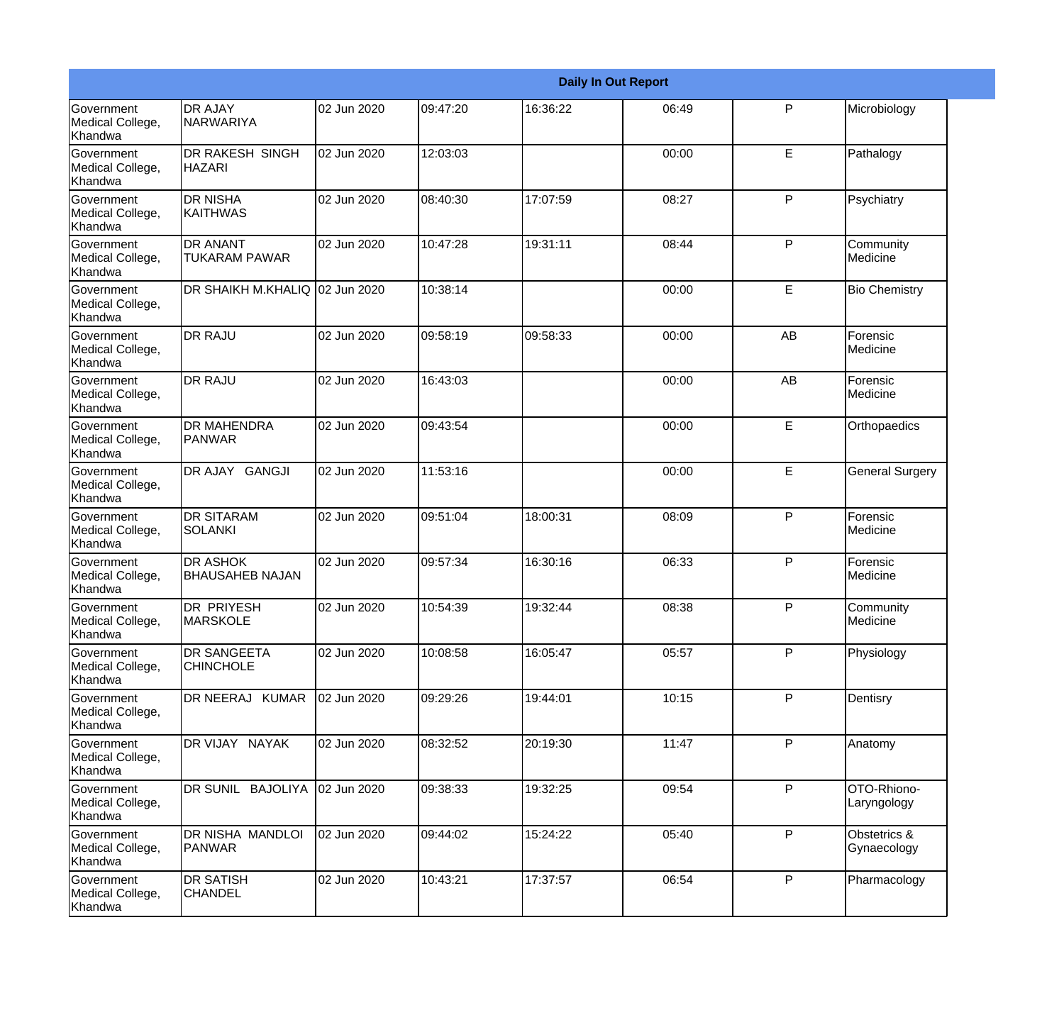| Daily In Out Report | | | | | | | |
|---|---|---|---|---|---|---|---|
| Government Medical College, Khandwa | DR AJAY NARWARIYA | 02 Jun 2020 | 09:47:20 | 16:36:22 | 06:49 | P | Microbiology |
| Government Medical College, Khandwa | DR RAKESH SINGH HAZARI | 02 Jun 2020 | 12:03:03 | | 00:00 | E | Pathalogy |
| Government Medical College, Khandwa | DR NISHA KAITHWAS | 02 Jun 2020 | 08:40:30 | 17:07:59 | 08:27 | P | Psychiatry |
| Government Medical College, Khandwa | DR ANANT TUKARAM PAWAR | 02 Jun 2020 | 10:47:28 | 19:31:11 | 08:44 | P | Community Medicine |
| Government Medical College, Khandwa | DR SHAIKH M.KHALIQ | 02 Jun 2020 | 10:38:14 | | 00:00 | E | Bio Chemistry |
| Government Medical College, Khandwa | DR RAJU | 02 Jun 2020 | 09:58:19 | 09:58:33 | 00:00 | AB | Forensic Medicine |
| Government Medical College, Khandwa | DR RAJU | 02 Jun 2020 | 16:43:03 | | 00:00 | AB | Forensic Medicine |
| Government Medical College, Khandwa | DR MAHENDRA PANWAR | 02 Jun 2020 | 09:43:54 | | 00:00 | E | Orthopaedics |
| Government Medical College, Khandwa | DR AJAY GANGJI | 02 Jun 2020 | 11:53:16 | | 00:00 | E | General Surgery |
| Government Medical College, Khandwa | DR SITARAM SOLANKI | 02 Jun 2020 | 09:51:04 | 18:00:31 | 08:09 | P | Forensic Medicine |
| Government Medical College, Khandwa | DR ASHOK BHAUSAHEB NAJAN | 02 Jun 2020 | 09:57:34 | 16:30:16 | 06:33 | P | Forensic Medicine |
| Government Medical College, Khandwa | DR PRIYESH MARSKOLE | 02 Jun 2020 | 10:54:39 | 19:32:44 | 08:38 | P | Community Medicine |
| Government Medical College, Khandwa | DR SANGEETA CHINCHOLE | 02 Jun 2020 | 10:08:58 | 16:05:47 | 05:57 | P | Physiology |
| Government Medical College, Khandwa | DR NEERAJ KUMAR | 02 Jun 2020 | 09:29:26 | 19:44:01 | 10:15 | P | Dentisry |
| Government Medical College, Khandwa | DR VIJAY NAYAK | 02 Jun 2020 | 08:32:52 | 20:19:30 | 11:47 | P | Anatomy |
| Government Medical College, Khandwa | DR SUNIL BAJOLIYA | 02 Jun 2020 | 09:38:33 | 19:32:25 | 09:54 | P | OTO-Rhiono-Laryngology |
| Government Medical College, Khandwa | DR NISHA MANDLOI PANWAR | 02 Jun 2020 | 09:44:02 | 15:24:22 | 05:40 | P | Obstetrics & Gynaecology |
| Government Medical College, Khandwa | DR SATISH CHANDEL | 02 Jun 2020 | 10:43:21 | 17:37:57 | 06:54 | P | Pharmacology |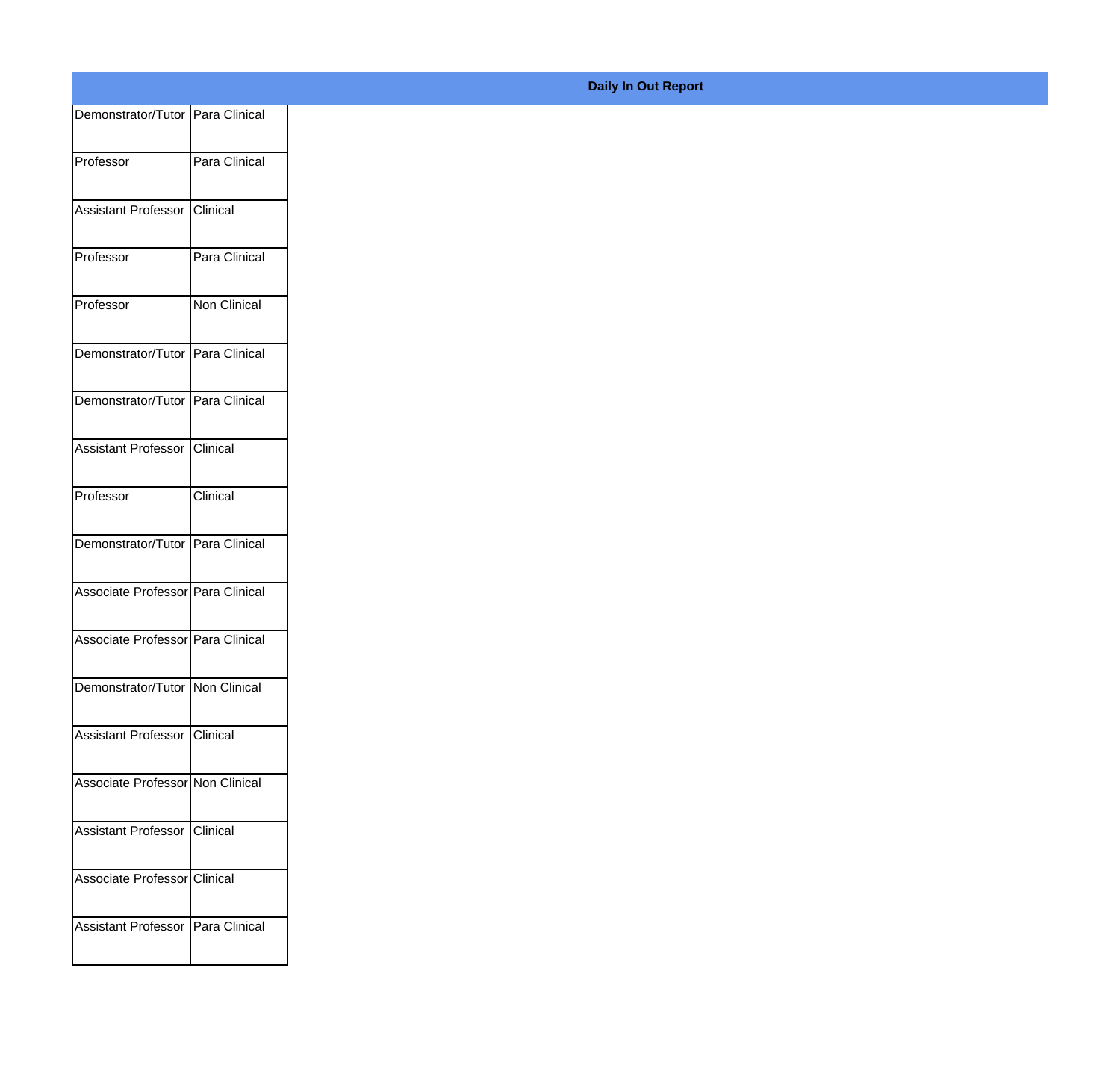**Daily In Out Report**

| | |
|---|---|
| Demonstrator/Tutor | Para Clinical |
| Professor | Para Clinical |
| Assistant Professor | Clinical |
| Professor | Para Clinical |
| Professor | Non Clinical |
| Demonstrator/Tutor | Para Clinical |
| Demonstrator/Tutor | Para Clinical |
| Assistant Professor | Clinical |
| Professor | Clinical |
| Demonstrator/Tutor | Para Clinical |
| Associate Professor | Para Clinical |
| Associate Professor | Para Clinical |
| Demonstrator/Tutor | Non Clinical |
| Assistant Professor | Clinical |
| Associate Professor | Non Clinical |
| Assistant Professor | Clinical |
| Associate Professor | Clinical |
| Assistant Professor | Para Clinical |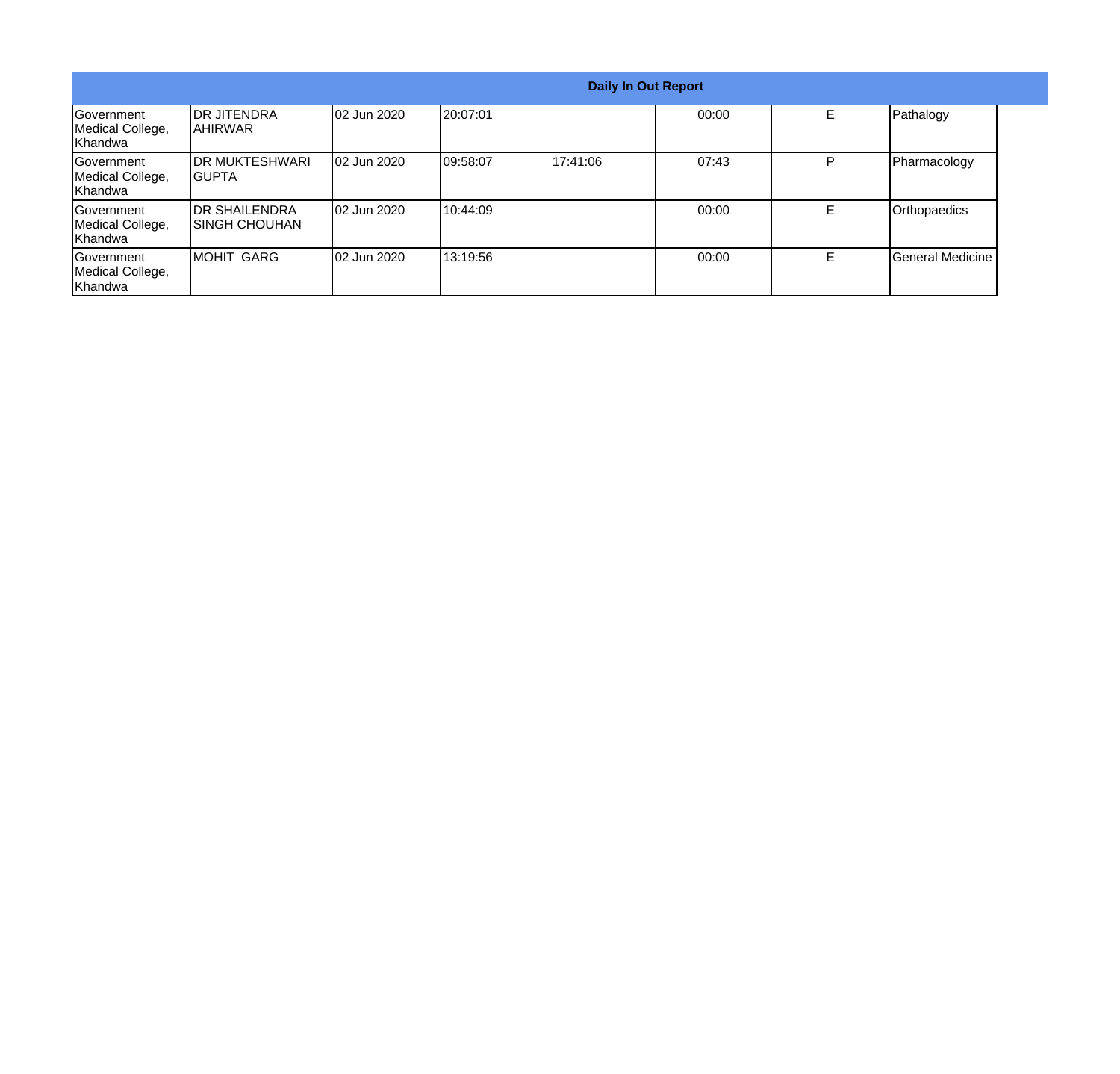| Daily In Out Report | | | | | | | |
|---|---|---|---|---|---|---|---|
| Government Medical College, Khandwa | DR JITENDRA AHIRWAR | 02 Jun 2020 | 20:07:01 | | 00:00 | E | Pathalogy |
| Government Medical College, Khandwa | DR MUKTESHWARI GUPTA | 02 Jun 2020 | 09:58:07 | 17:41:06 | 07:43 | P | Pharmacology |
| Government Medical College, Khandwa | DR SHAILENDRA SINGH CHOUHAN | 02 Jun 2020 | 10:44:09 | | 00:00 | E | Orthopaedics |
| Government Medical College, Khandwa | MOHIT GARG | 02 Jun 2020 | 13:19:56 | | 00:00 | E | General Medicine |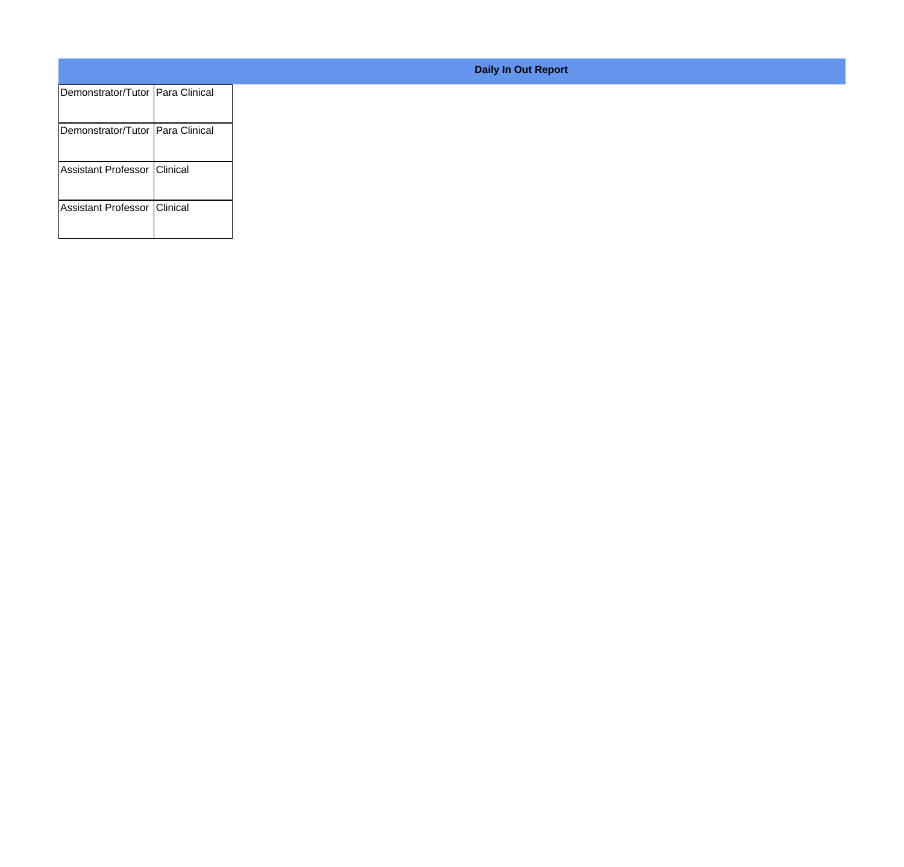**Daily In Out Report**

| | |
|---|---|
| Demonstrator/Tutor | Para Clinical |
| Demonstrator/Tutor | Para Clinical |
| Assistant Professor | Clinical |
| Assistant Professor | Clinical |